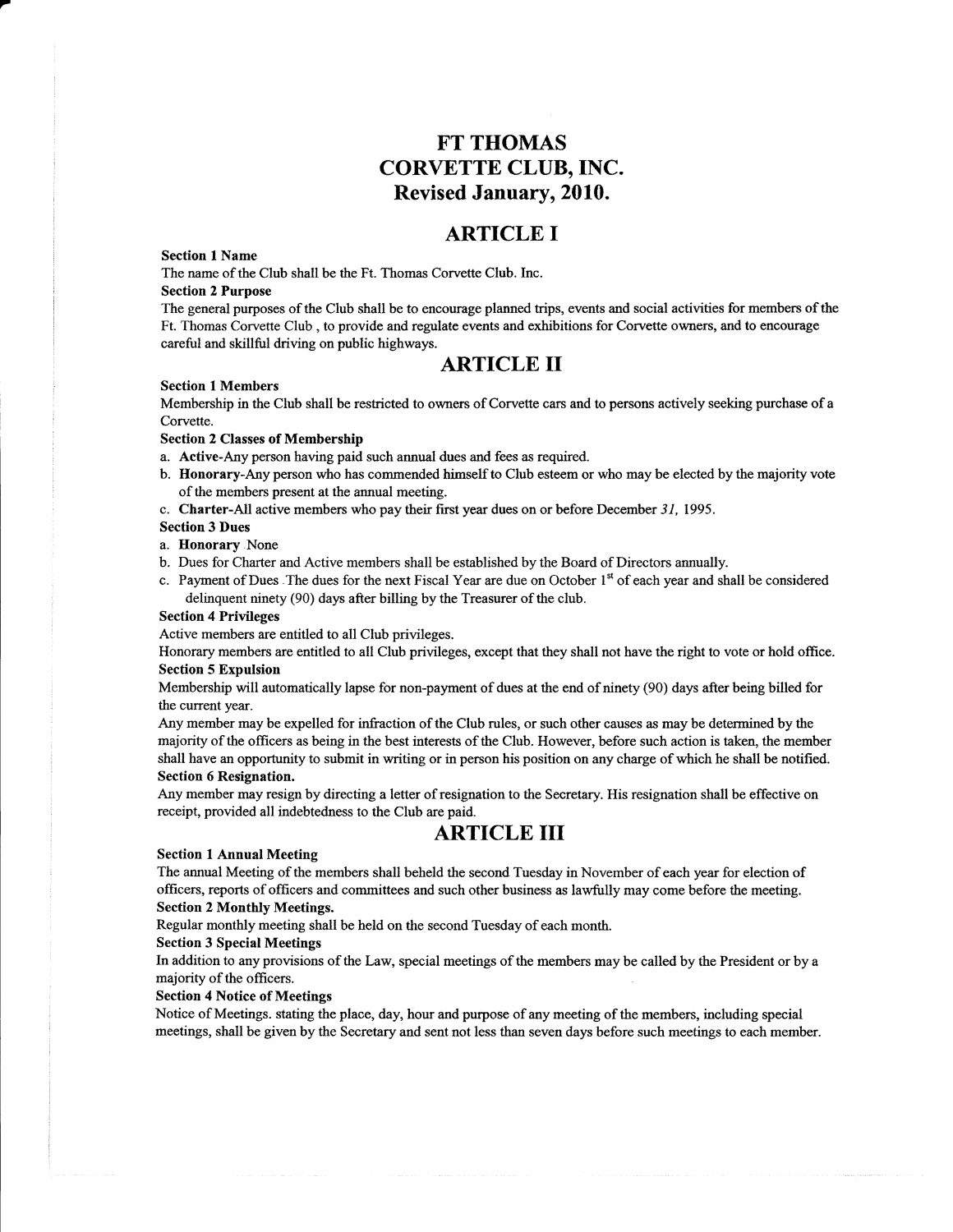# FT THOMAS CORVETTE CLUB, INC. Revised January, 2010.

## ARTICLE I

**Section 1 Name**

The name of the Club shall be the Ft. Thomas Corvette Club. Inc.

**Section 2 Purpose**

The general purposes of the Club shall be to encourage planned trips, events and social activities for members of the Ft. Thomas Corvette Club , to provide and regulate events and exhibitions for Corvette owners, and to encourage careful and skillful driving on public highways.

## ARTICLE II

**Section 1 Members**

Membership in the Club shall be restricted to owners of Corvette cars and to persons actively seeking purchase of a Corvette.

**Section 2 Classes of Membership**

a. **Active**-Any person having paid such annual dues and fees as required.
b. **Honorary**-Any person who has commended himself to Club esteem or who may be elected by the majority vote of the members present at the annual meeting.
c. **Charter**-All active members who pay their first year dues on or before December *31,* 1995.

**Section 3 Dues**

a. **Honorary** None
b. Dues for Charter and Active members shall be established by the Board of Directors annually.
c. Payment of Dues .The dues for the next Fiscal Year are due on October 1st of each year and shall be considered delinquent ninety (90) days after billing by the Treasurer of the club.

**Section 4 Privileges**

Active members are entitled to all Club privileges.

Honorary members are entitled to all Club privileges, except that they shall not have the right to vote or hold office.

**Section 5 Expulsion**

Membership will automatically lapse for non-payment of dues at the end of ninety (90) days after being billed for the current year.

Any member may be expelled for infraction of the Club rules, or such other causes as may be determined by the majority of the officers as being in the best interests of the Club. However, before such action is taken, the member shall have an opportunity to submit in writing or in person his position on any charge of which he shall be notified.

**Section 6 Resignation.**

Any member may resign by directing a letter of resignation to the Secretary. His resignation shall be effective on receipt, provided all indebtedness to the Club are paid.

## ARTICLE III

**Section 1 Annual Meeting**

The annual Meeting of the members shall beheld the second Tuesday in November of each year for election of officers, reports of officers and committees and such other business as lawfully may come before the meeting.

**Section 2 Monthly Meetings.**

Regular monthly meeting shall be held on the second Tuesday of each month.

**Section 3 Special Meetings**

In addition to any provisions of the Law, special meetings of the members may be called by the President or by a majority of the officers.

**Section 4 Notice of Meetings**

Notice of Meetings. stating the place, day, hour and purpose of any meeting of the members, including special meetings, shall be given by the Secretary and sent not less than seven days before such meetings to each member.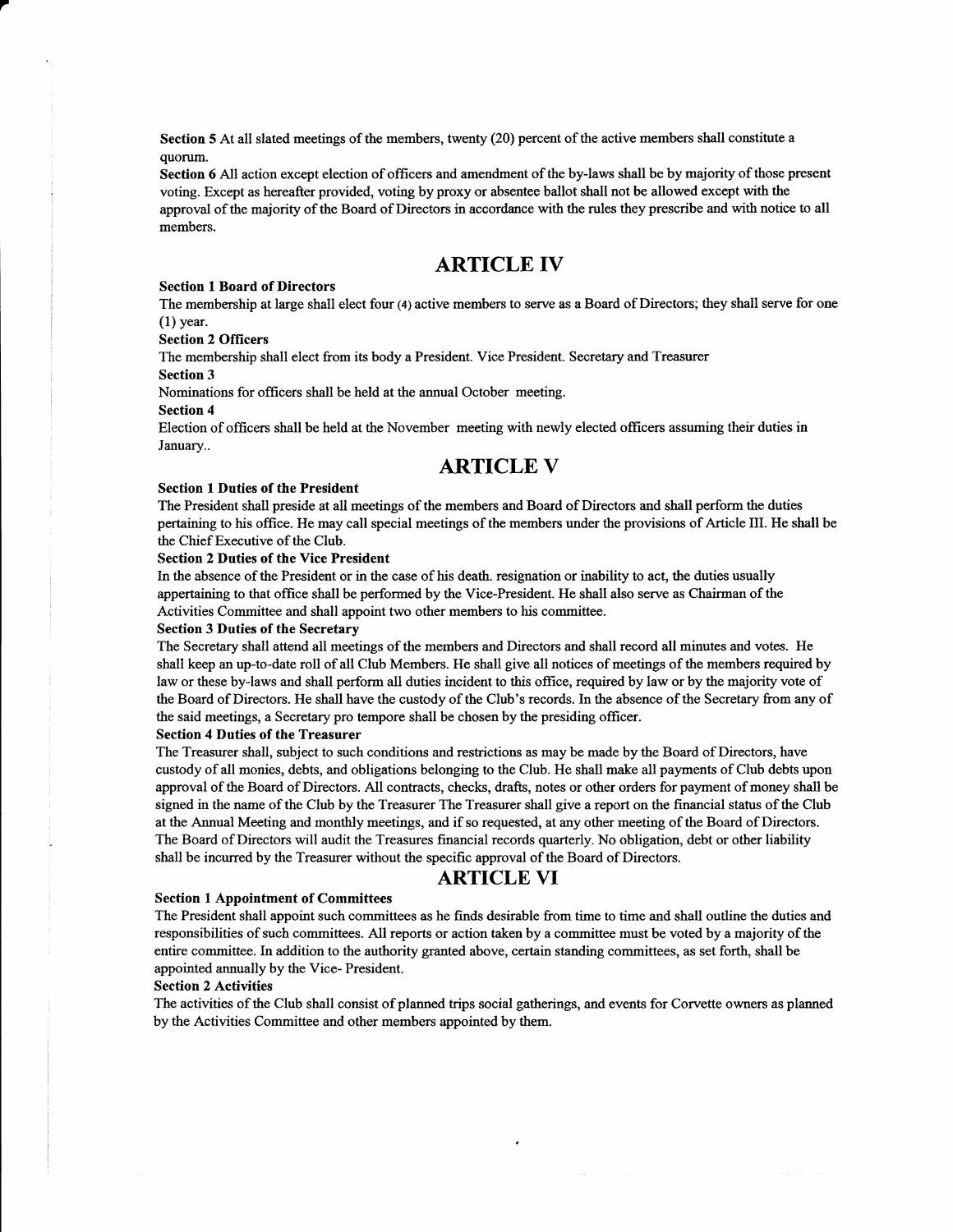**Section 5** At all slated meetings of the members, twenty (20) percent of the active members shall constitute a quorum.

**Section 6** All action except election of officers and amendment of the by-laws shall be by majority of those present voting. Except as hereafter provided, voting by proxy or absentee ballot shall not be allowed except with the approval of the majority of the Board of Directors in accordance with the rules they prescribe and with notice to all members.

# ARTICLE IV

**Section 1 Board of Directors**

The membership at large shall elect four (4) active members to serve as a Board of Directors; they shall serve for one (1) year.

**Section 2 Officers**

The membership shall elect from its body a President. Vice President. Secretary and Treasurer

**Section 3**

Nominations for officers shall be held at the annual October meeting.

**Section 4**

Election of officers shall be held at the November meeting with newly elected officers assuming their duties in January..

# ARTICLE V

**Section 1 Duties of the President**

The President shall preside at all meetings of the members and Board of Directors and shall perform the duties pertaining to his office. He may call special meetings of the members under the provisions of Article III. He shall be the Chief Executive of the Club.

**Section 2 Duties of the Vice President**

In the absence of the President or in the case of his death. resignation or inability to act, the duties usually appertaining to that office shall be performed by the Vice-President. He shall also serve as Chairman of the Activities Committee and shall appoint two other members to his committee.

**Section 3 Duties of the Secretary**

The Secretary shall attend all meetings of the members and Directors and shall record all minutes and votes. He shall keep an up-to-date roll of all Club Members. He shall give all notices of meetings of the members required by law or these by-laws and shall perform all duties incident to this office, required by law or by the majority vote of the Board of Directors. He shall have the custody of the Club's records. In the absence of the Secretary from any of the said meetings, a Secretary pro tempore shall be chosen by the presiding officer.

**Section 4 Duties of the Treasurer**

The Treasurer shall, subject to such conditions and restrictions as may be made by the Board of Directors, have custody of all monies, debts, and obligations belonging to the Club. He shall make all payments of Club debts upon approval of the Board of Directors. All contracts, checks, drafts, notes or other orders for payment of money shall be signed in the name of the Club by the Treasurer The Treasurer shall give a report on the financial status of the Club at the Annual Meeting and monthly meetings, and if so requested, at any other meeting of the Board of Directors. The Board of Directors will audit the Treasures financial records quarterly. No obligation, debt or other liability shall be incurred by the Treasurer without the specific approval of the Board of Directors.

# ARTICLE VI

**Section 1 Appointment of Committees**

The President shall appoint such committees as he finds desirable from time to time and shall outline the duties and responsibilities of such committees. All reports or action taken by a committee must be voted by a majority of the entire committee. In addition to the authority granted above, certain standing committees, as set forth, shall be appointed annually by the Vice- President.

**Section 2 Activities**

The activities of the Club shall consist of planned trips social gatherings, and events for Corvette owners as planned by the Activities Committee and other members appointed by them.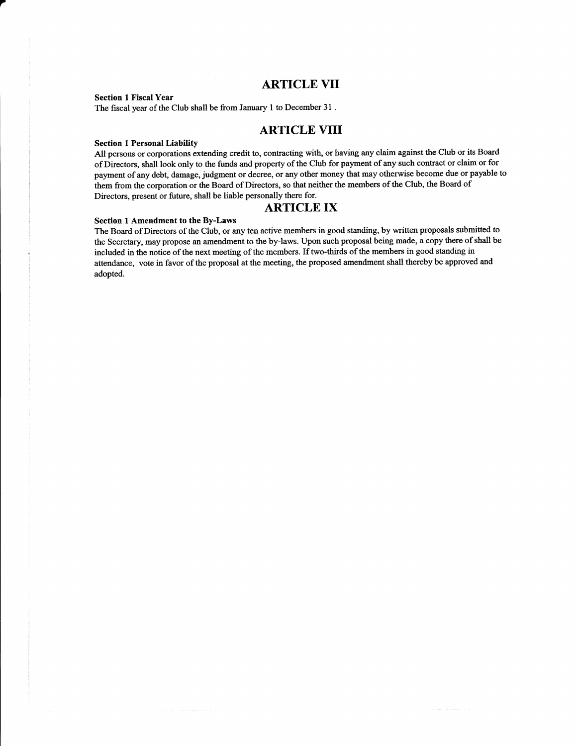## ARTICLE VII

**Section 1 Fiscal Year**

The fiscal year of the Club shall be from January 1 to December 31 .

## ARTICLE VIII

**Section 1 Personal Liability**

All persons or corporations extending credit to, contracting with, or having any claim against the Club or its Board of Directors, shall look only to the funds and property of the Club for payment of any such contract or claim or for payment of any debt, damage, judgment or decree, or any other money that may otherwise become due or payable to them from the corporation or the Board of Directors, so that neither the members of the Club, the Board of Directors, present or future, shall be liable personally there for.

## ARTICLE IX

**Section 1 Amendment to the By-Laws**

The Board of Directors of the Club, or any ten active members in good standing, by written proposals submitted to the Secretary, may propose an amendment to the by-laws. Upon such proposal being made, a copy there of shall be included in the notice of the next meeting of the members. If two-thirds of the members in good standing in attendance, vote in favor of the proposal at the meeting, the proposed amendment shall thereby be approved and adopted.